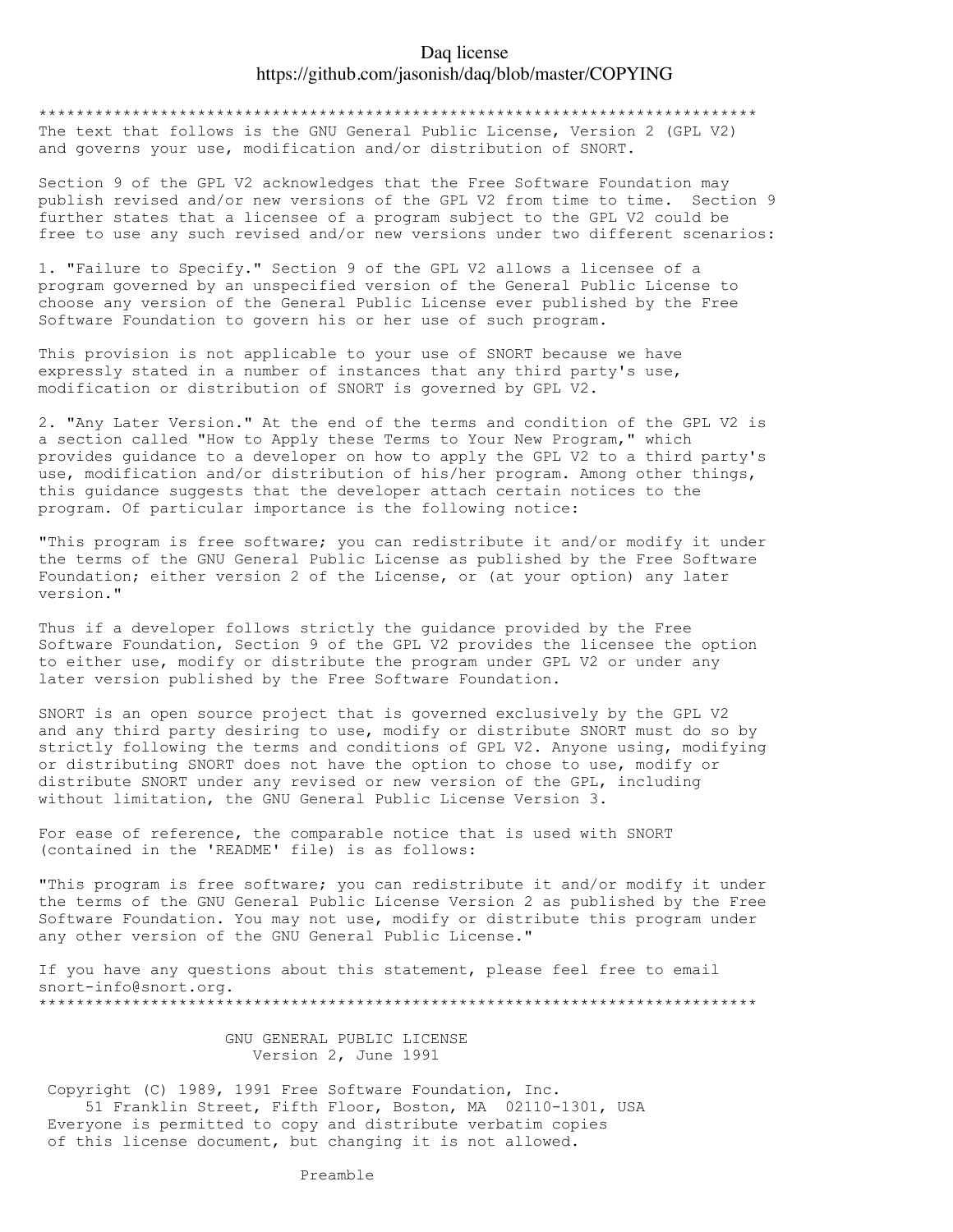# Daq license
https://github.com/jasonish/daq/blob/master/COPYING

****************************************************************************

The text that follows is the GNU General Public License, Version 2 (GPL V2) and governs your use, modification and/or distribution of SNORT.

Section 9 of the GPL V2 acknowledges that the Free Software Foundation may publish revised and/or new versions of the GPL V2 from time to time. Section 9 further states that a licensee of a program subject to the GPL V2 could be free to use any such revised and/or new versions under two different scenarios:

1. "Failure to Specify." Section 9 of the GPL V2 allows a licensee of a program governed by an unspecified version of the General Public License to choose any version of the General Public License ever published by the Free Software Foundation to govern his or her use of such program.

This provision is not applicable to your use of SNORT because we have expressly stated in a number of instances that any third party's use, modification or distribution of SNORT is governed by GPL V2.

2. "Any Later Version." At the end of the terms and condition of the GPL V2 is a section called "How to Apply these Terms to Your New Program," which provides guidance to a developer on how to apply the GPL V2 to a third party's use, modification and/or distribution of his/her program. Among other things, this guidance suggests that the developer attach certain notices to the program. Of particular importance is the following notice:

"This program is free software; you can redistribute it and/or modify it under the terms of the GNU General Public License as published by the Free Software Foundation; either version 2 of the License, or (at your option) any later version."

Thus if a developer follows strictly the guidance provided by the Free Software Foundation, Section 9 of the GPL V2 provides the licensee the option to either use, modify or distribute the program under GPL V2 or under any later version published by the Free Software Foundation.

SNORT is an open source project that is governed exclusively by the GPL V2 and any third party desiring to use, modify or distribute SNORT must do so by strictly following the terms and conditions of GPL V2. Anyone using, modifying or distributing SNORT does not have the option to chose to use, modify or distribute SNORT under any revised or new version of the GPL, including without limitation, the GNU General Public License Version 3.

For ease of reference, the comparable notice that is used with SNORT (contained in the 'README' file) is as follows:

"This program is free software; you can redistribute it and/or modify it under the terms of the GNU General Public License Version 2 as published by the Free Software Foundation. You may not use, modify or distribute this program under any other version of the GNU General Public License."

If you have any questions about this statement, please feel free to email snort-info@snort.org.

****************************************************************************

GNU GENERAL PUBLIC LICENSE
Version 2, June 1991

Copyright (C) 1989, 1991 Free Software Foundation, Inc.
51 Franklin Street, Fifth Floor, Boston, MA 02110-1301, USA
Everyone is permitted to copy and distribute verbatim copies
of this license document, but changing it is not allowed.

Preamble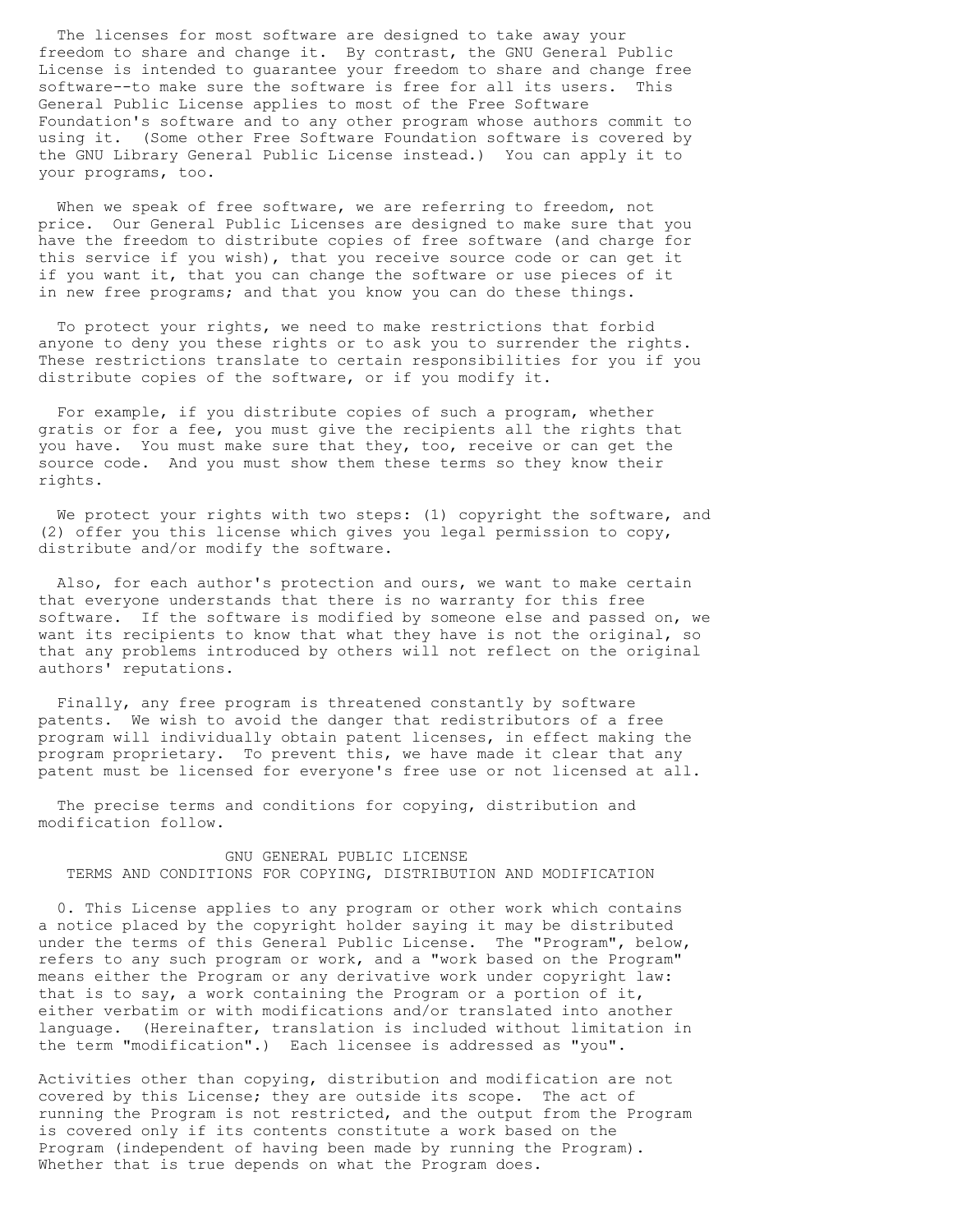The licenses for most software are designed to take away your freedom to share and change it. By contrast, the GNU General Public License is intended to guarantee your freedom to share and change free software--to make sure the software is free for all its users. This General Public License applies to most of the Free Software Foundation's software and to any other program whose authors commit to using it. (Some other Free Software Foundation software is covered by the GNU Library General Public License instead.) You can apply it to your programs, too.

When we speak of free software, we are referring to freedom, not price. Our General Public Licenses are designed to make sure that you have the freedom to distribute copies of free software (and charge for this service if you wish), that you receive source code or can get it if you want it, that you can change the software or use pieces of it in new free programs; and that you know you can do these things.

To protect your rights, we need to make restrictions that forbid anyone to deny you these rights or to ask you to surrender the rights. These restrictions translate to certain responsibilities for you if you distribute copies of the software, or if you modify it.

For example, if you distribute copies of such a program, whether gratis or for a fee, you must give the recipients all the rights that you have. You must make sure that they, too, receive or can get the source code. And you must show them these terms so they know their rights.

We protect your rights with two steps: (1) copyright the software, and (2) offer you this license which gives you legal permission to copy, distribute and/or modify the software.

Also, for each author's protection and ours, we want to make certain that everyone understands that there is no warranty for this free software. If the software is modified by someone else and passed on, we want its recipients to know that what they have is not the original, so that any problems introduced by others will not reflect on the original authors' reputations.

Finally, any free program is threatened constantly by software patents. We wish to avoid the danger that redistributors of a free program will individually obtain patent licenses, in effect making the program proprietary. To prevent this, we have made it clear that any patent must be licensed for everyone's free use or not licensed at all.

The precise terms and conditions for copying, distribution and modification follow.

## GNU GENERAL PUBLIC LICENSE
## TERMS AND CONDITIONS FOR COPYING, DISTRIBUTION AND MODIFICATION

0. This License applies to any program or other work which contains a notice placed by the copyright holder saying it may be distributed under the terms of this General Public License. The "Program", below, refers to any such program or work, and a "work based on the Program" means either the Program or any derivative work under copyright law: that is to say, a work containing the Program or a portion of it, either verbatim or with modifications and/or translated into another language. (Hereinafter, translation is included without limitation in the term "modification".) Each licensee is addressed as "you".

Activities other than copying, distribution and modification are not covered by this License; they are outside its scope. The act of running the Program is not restricted, and the output from the Program is covered only if its contents constitute a work based on the Program (independent of having been made by running the Program). Whether that is true depends on what the Program does.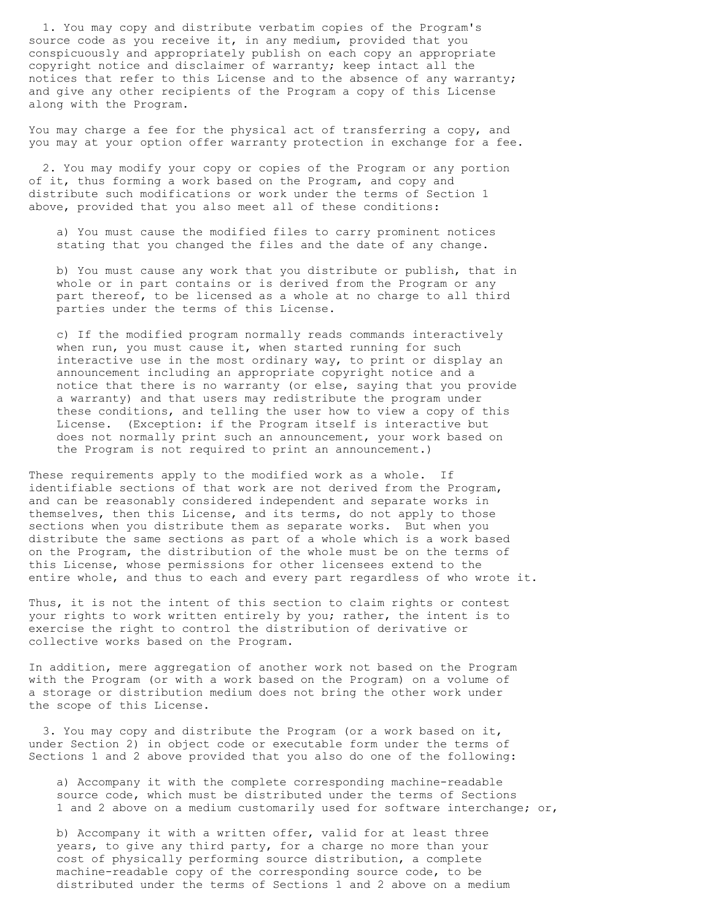1. You may copy and distribute verbatim copies of the Program's source code as you receive it, in any medium, provided that you conspicuously and appropriately publish on each copy an appropriate copyright notice and disclaimer of warranty; keep intact all the notices that refer to this License and to the absence of any warranty; and give any other recipients of the Program a copy of this License along with the Program.

You may charge a fee for the physical act of transferring a copy, and you may at your option offer warranty protection in exchange for a fee.

2. You may modify your copy or copies of the Program or any portion of it, thus forming a work based on the Program, and copy and distribute such modifications or work under the terms of Section 1 above, provided that you also meet all of these conditions:

   a) You must cause the modified files to carry prominent notices stating that you changed the files and the date of any change.

   b) You must cause any work that you distribute or publish, that in whole or in part contains or is derived from the Program or any part thereof, to be licensed as a whole at no charge to all third parties under the terms of this License.

   c) If the modified program normally reads commands interactively when run, you must cause it, when started running for such interactive use in the most ordinary way, to print or display an announcement including an appropriate copyright notice and a notice that there is no warranty (or else, saying that you provide a warranty) and that users may redistribute the program under these conditions, and telling the user how to view a copy of this License. (Exception: if the Program itself is interactive but does not normally print such an announcement, your work based on the Program is not required to print an announcement.)

These requirements apply to the modified work as a whole. If identifiable sections of that work are not derived from the Program, and can be reasonably considered independent and separate works in themselves, then this License, and its terms, do not apply to those sections when you distribute them as separate works. But when you distribute the same sections as part of a whole which is a work based on the Program, the distribution of the whole must be on the terms of this License, whose permissions for other licensees extend to the entire whole, and thus to each and every part regardless of who wrote it.

Thus, it is not the intent of this section to claim rights or contest your rights to work written entirely by you; rather, the intent is to exercise the right to control the distribution of derivative or collective works based on the Program.

In addition, mere aggregation of another work not based on the Program with the Program (or with a work based on the Program) on a volume of a storage or distribution medium does not bring the other work under the scope of this License.

3. You may copy and distribute the Program (or a work based on it, under Section 2) in object code or executable form under the terms of Sections 1 and 2 above provided that you also do one of the following:

   a) Accompany it with the complete corresponding machine-readable source code, which must be distributed under the terms of Sections 1 and 2 above on a medium customarily used for software interchange; or,

   b) Accompany it with a written offer, valid for at least three years, to give any third party, for a charge no more than your cost of physically performing source distribution, a complete machine-readable copy of the corresponding source code, to be distributed under the terms of Sections 1 and 2 above on a medium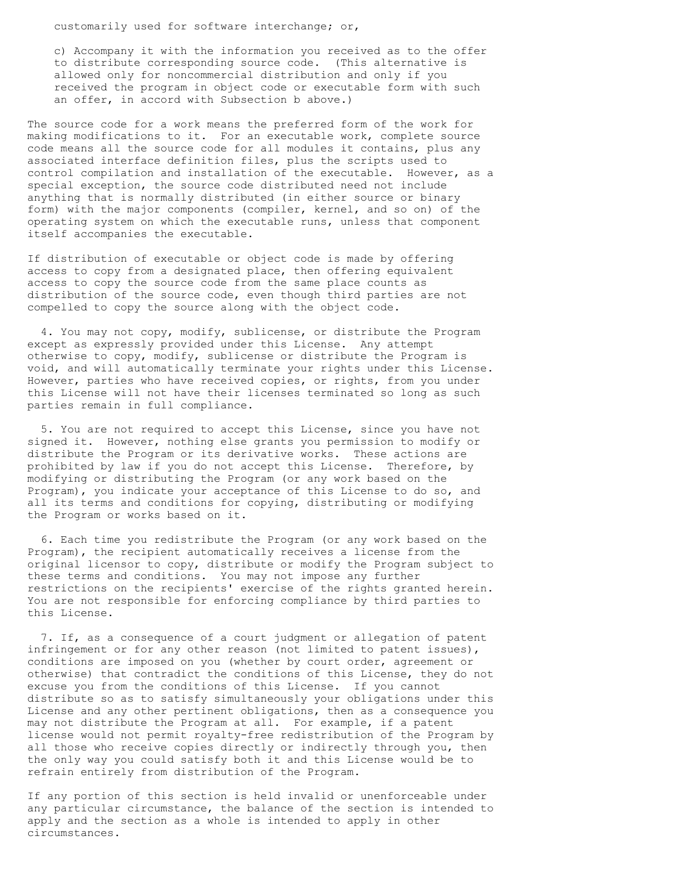customarily used for software interchange; or,

c) Accompany it with the information you received as to the offer to distribute corresponding source code. (This alternative is allowed only for noncommercial distribution and only if you received the program in object code or executable form with such an offer, in accord with Subsection b above.)

The source code for a work means the preferred form of the work for making modifications to it. For an executable work, complete source code means all the source code for all modules it contains, plus any associated interface definition files, plus the scripts used to control compilation and installation of the executable. However, as a special exception, the source code distributed need not include anything that is normally distributed (in either source or binary form) with the major components (compiler, kernel, and so on) of the operating system on which the executable runs, unless that component itself accompanies the executable.

If distribution of executable or object code is made by offering access to copy from a designated place, then offering equivalent access to copy the source code from the same place counts as distribution of the source code, even though third parties are not compelled to copy the source along with the object code.

4. You may not copy, modify, sublicense, or distribute the Program except as expressly provided under this License. Any attempt otherwise to copy, modify, sublicense or distribute the Program is void, and will automatically terminate your rights under this License. However, parties who have received copies, or rights, from you under this License will not have their licenses terminated so long as such parties remain in full compliance.

5. You are not required to accept this License, since you have not signed it. However, nothing else grants you permission to modify or distribute the Program or its derivative works. These actions are prohibited by law if you do not accept this License. Therefore, by modifying or distributing the Program (or any work based on the Program), you indicate your acceptance of this License to do so, and all its terms and conditions for copying, distributing or modifying the Program or works based on it.

6. Each time you redistribute the Program (or any work based on the Program), the recipient automatically receives a license from the original licensor to copy, distribute or modify the Program subject to these terms and conditions. You may not impose any further restrictions on the recipients' exercise of the rights granted herein. You are not responsible for enforcing compliance by third parties to this License.

7. If, as a consequence of a court judgment or allegation of patent infringement or for any other reason (not limited to patent issues), conditions are imposed on you (whether by court order, agreement or otherwise) that contradict the conditions of this License, they do not excuse you from the conditions of this License. If you cannot distribute so as to satisfy simultaneously your obligations under this License and any other pertinent obligations, then as a consequence you may not distribute the Program at all. For example, if a patent license would not permit royalty-free redistribution of the Program by all those who receive copies directly or indirectly through you, then the only way you could satisfy both it and this License would be to refrain entirely from distribution of the Program.

If any portion of this section is held invalid or unenforceable under any particular circumstance, the balance of the section is intended to apply and the section as a whole is intended to apply in other circumstances.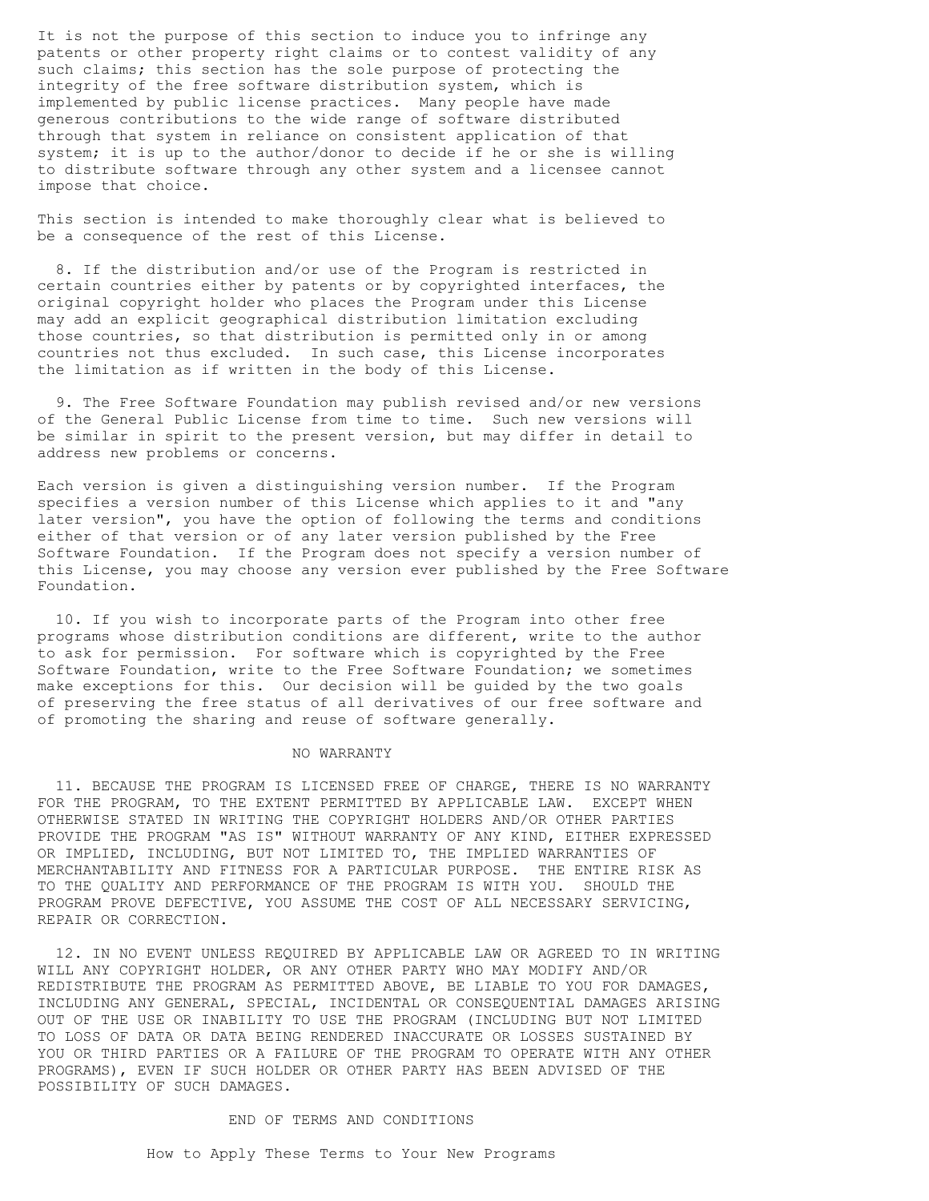It is not the purpose of this section to induce you to infringe any patents or other property right claims or to contest validity of any such claims; this section has the sole purpose of protecting the integrity of the free software distribution system, which is implemented by public license practices. Many people have made generous contributions to the wide range of software distributed through that system in reliance on consistent application of that system; it is up to the author/donor to decide if he or she is willing to distribute software through any other system and a licensee cannot impose that choice.

This section is intended to make thoroughly clear what is believed to be a consequence of the rest of this License.

8. If the distribution and/or use of the Program is restricted in certain countries either by patents or by copyrighted interfaces, the original copyright holder who places the Program under this License may add an explicit geographical distribution limitation excluding those countries, so that distribution is permitted only in or among countries not thus excluded. In such case, this License incorporates the limitation as if written in the body of this License.

9. The Free Software Foundation may publish revised and/or new versions of the General Public License from time to time. Such new versions will be similar in spirit to the present version, but may differ in detail to address new problems or concerns.

Each version is given a distinguishing version number. If the Program specifies a version number of this License which applies to it and "any later version", you have the option of following the terms and conditions either of that version or of any later version published by the Free Software Foundation. If the Program does not specify a version number of this License, you may choose any version ever published by the Free Software Foundation.

10. If you wish to incorporate parts of the Program into other free programs whose distribution conditions are different, write to the author to ask for permission. For software which is copyrighted by the Free Software Foundation, write to the Free Software Foundation; we sometimes make exceptions for this. Our decision will be guided by the two goals of preserving the free status of all derivatives of our free software and of promoting the sharing and reuse of software generally.

## NO WARRANTY

11. BECAUSE THE PROGRAM IS LICENSED FREE OF CHARGE, THERE IS NO WARRANTY FOR THE PROGRAM, TO THE EXTENT PERMITTED BY APPLICABLE LAW. EXCEPT WHEN OTHERWISE STATED IN WRITING THE COPYRIGHT HOLDERS AND/OR OTHER PARTIES PROVIDE THE PROGRAM "AS IS" WITHOUT WARRANTY OF ANY KIND, EITHER EXPRESSED OR IMPLIED, INCLUDING, BUT NOT LIMITED TO, THE IMPLIED WARRANTIES OF MERCHANTABILITY AND FITNESS FOR A PARTICULAR PURPOSE. THE ENTIRE RISK AS TO THE QUALITY AND PERFORMANCE OF THE PROGRAM IS WITH YOU. SHOULD THE PROGRAM PROVE DEFECTIVE, YOU ASSUME THE COST OF ALL NECESSARY SERVICING, REPAIR OR CORRECTION.

12. IN NO EVENT UNLESS REQUIRED BY APPLICABLE LAW OR AGREED TO IN WRITING WILL ANY COPYRIGHT HOLDER, OR ANY OTHER PARTY WHO MAY MODIFY AND/OR REDISTRIBUTE THE PROGRAM AS PERMITTED ABOVE, BE LIABLE TO YOU FOR DAMAGES, INCLUDING ANY GENERAL, SPECIAL, INCIDENTAL OR CONSEQUENTIAL DAMAGES ARISING OUT OF THE USE OR INABILITY TO USE THE PROGRAM (INCLUDING BUT NOT LIMITED TO LOSS OF DATA OR DATA BEING RENDERED INACCURATE OR LOSSES SUSTAINED BY YOU OR THIRD PARTIES OR A FAILURE OF THE PROGRAM TO OPERATE WITH ANY OTHER PROGRAMS), EVEN IF SUCH HOLDER OR OTHER PARTY HAS BEEN ADVISED OF THE POSSIBILITY OF SUCH DAMAGES.

END OF TERMS AND CONDITIONS

## How to Apply These Terms to Your New Programs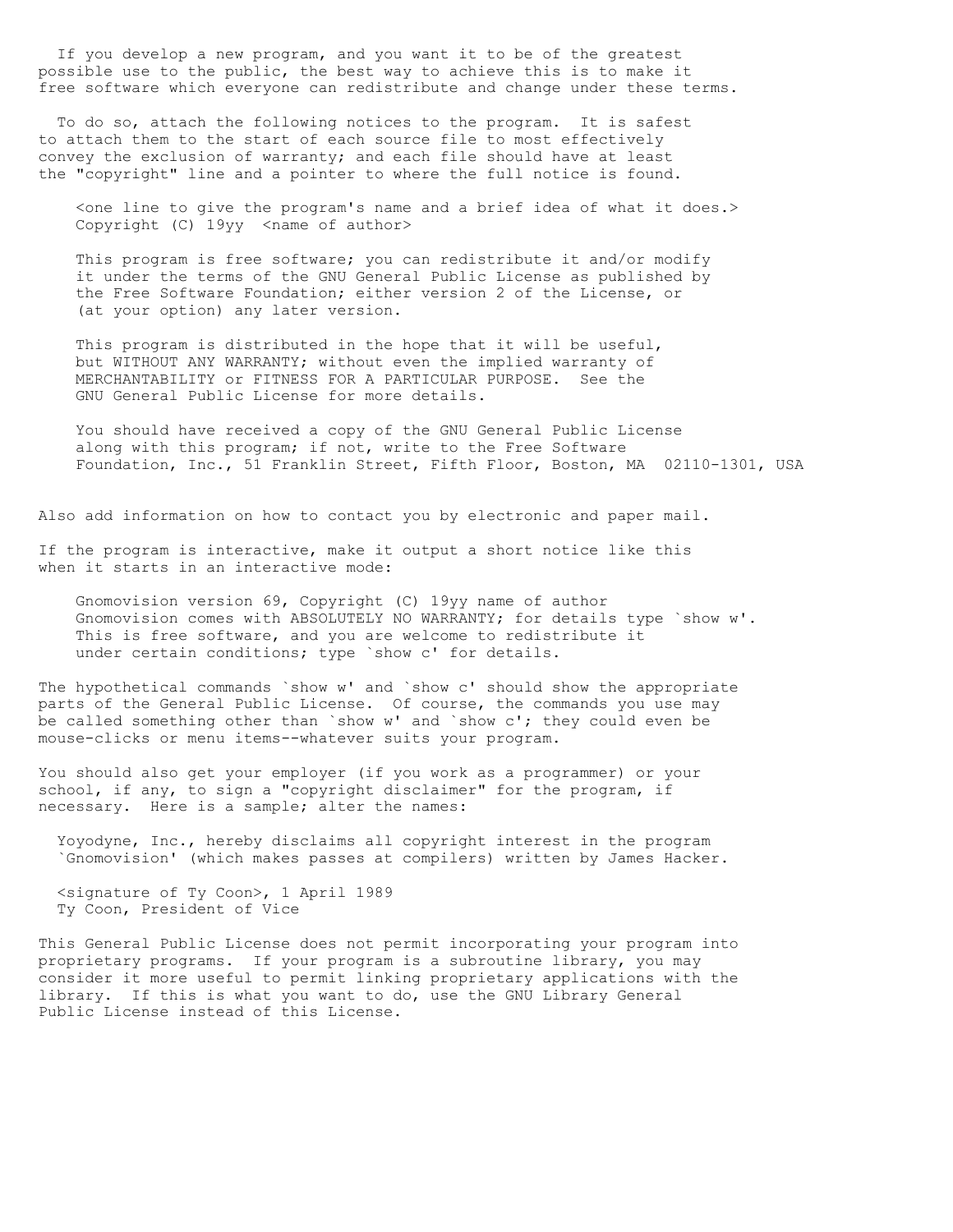If you develop a new program, and you want it to be of the greatest possible use to the public, the best way to achieve this is to make it free software which everyone can redistribute and change under these terms.

To do so, attach the following notices to the program. It is safest to attach them to the start of each source file to most effectively convey the exclusion of warranty; and each file should have at least the "copyright" line and a pointer to where the full notice is found.

```
<one line to give the program's name and a brief idea of what it does.>
Copyright (C) 19yy  <name of author>

This program is free software; you can redistribute it and/or modify
it under the terms of the GNU General Public License as published by
the Free Software Foundation; either version 2 of the License, or
(at your option) any later version.

This program is distributed in the hope that it will be useful,
but WITHOUT ANY WARRANTY; without even the implied warranty of
MERCHANTABILITY or FITNESS FOR A PARTICULAR PURPOSE.  See the
GNU General Public License for more details.

You should have received a copy of the GNU General Public License
along with this program; if not, write to the Free Software
Foundation, Inc., 51 Franklin Street, Fifth Floor, Boston, MA  02110-1301, USA
```

Also add information on how to contact you by electronic and paper mail.

If the program is interactive, make it output a short notice like this when it starts in an interactive mode:

```
Gnomovision version 69, Copyright (C) 19yy name of author
Gnomovision comes with ABSOLUTELY NO WARRANTY; for details type `show w'.
This is free software, and you are welcome to redistribute it
under certain conditions; type `show c' for details.
```

The hypothetical commands `show w' and `show c' should show the appropriate parts of the General Public License. Of course, the commands you use may be called something other than `show w' and `show c'; they could even be mouse-clicks or menu items--whatever suits your program.

You should also get your employer (if you work as a programmer) or your school, if any, to sign a "copyright disclaimer" for the program, if necessary. Here is a sample; alter the names:

```
Yoyodyne, Inc., hereby disclaims all copyright interest in the program
`Gnomovision' (which makes passes at compilers) written by James Hacker.

<signature of Ty Coon>, 1 April 1989
Ty Coon, President of Vice
```

This General Public License does not permit incorporating your program into proprietary programs. If your program is a subroutine library, you may consider it more useful to permit linking proprietary applications with the library. If this is what you want to do, use the GNU Library General Public License instead of this License.